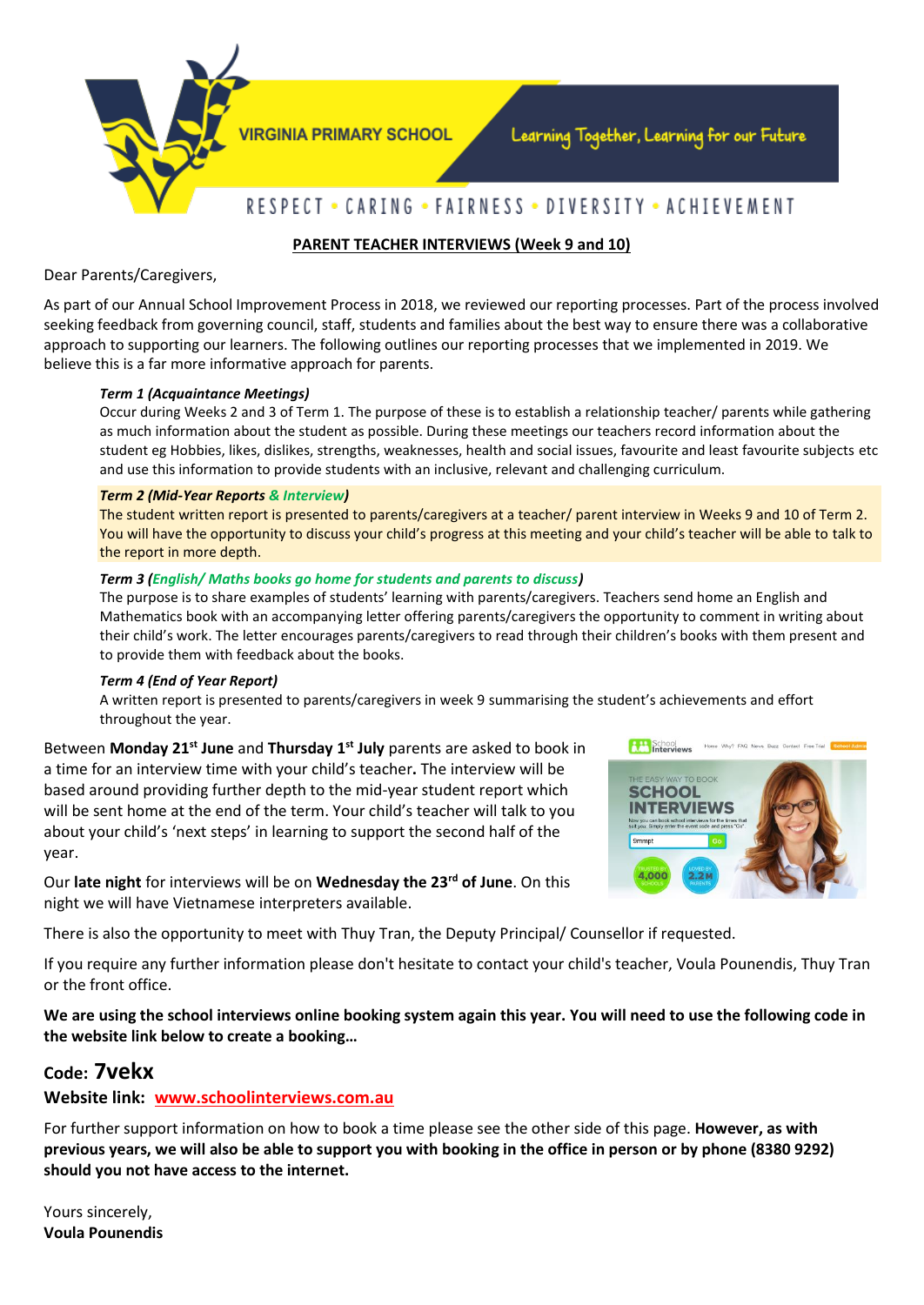VIRGINIA PRIMARY SCHOOL

Learning Together, Learning for our Future

RESPECT • CARING • FAIRNESS • DIVERSITY • ACHIEVEMENT

## PARENT TEACHER INTERVIEWS (Week 9 and 10)

Dear Parents/Caregivers,

As part of our Annual School Improvement Process in 2018, we reviewed our reporting processes. Part of the process involved seeking feedback from governing council, staff, students and families about the best way to ensure there was a collaborative approach to supporting our learners. The following outlines our reporting processes that we implemented in 2019. We believe this is a far more informative approach for parents.

***Term 1 (Acquaintance Meetings)***
Occur during Weeks 2 and 3 of Term 1. The purpose of these is to establish a relationship teacher/ parents while gathering as much information about the student as possible. During these meetings our teachers record information about the student eg Hobbies, likes, dislikes, strengths, weaknesses, health and social issues, favourite and least favourite subjects etc and use this information to provide students with an inclusive, relevant and challenging curriculum.

***Term 2 (Mid-Year Reports & Interview)***
The student written report is presented to parents/caregivers at a teacher/ parent interview in Weeks 9 and 10 of Term 2. You will have the opportunity to discuss your child's progress at this meeting and your child's teacher will be able to talk to the report in more depth.

***Term 3 (English/ Maths books go home for students and parents to discuss)***
The purpose is to share examples of students' learning with parents/caregivers. Teachers send home an English and Mathematics book with an accompanying letter offering parents/caregivers the opportunity to comment in writing about their child's work. The letter encourages parents/caregivers to read through their children's books with them present and to provide them with feedback about the books.

***Term 4 (End of Year Report)***
A written report is presented to parents/caregivers in week 9 summarising the student's achievements and effort throughout the year.

Between **Monday 21st June** and **Thursday 1st July** parents are asked to book in a time for an interview time with your child's teacher**.** The interview will be based around providing further depth to the mid-year student report which will be sent home at the end of the term. Your child's teacher will talk to you about your child's 'next steps' in learning to support the second half of the year.

Our **late night** for interviews will be on **Wednesday the 23rd of June**. On this night we will have Vietnamese interpreters available.

There is also the opportunity to meet with Thuy Tran, the Deputy Principal/ Counsellor if requested.

If you require any further information please don't hesitate to contact your child's teacher, Voula Pounendis, Thuy Tran or the front office.

**We are using the school interviews online booking system again this year. You will need to use the following code in the website link below to create a booking…**

**Code: 7vekx**
**Website link: [www.schoolinterviews.com.au](www.schoolinterviews.com.au)**

For further support information on how to book a time please see the other side of this page. **However, as with previous years, we will also be able to support you with booking in the office in person or by phone (8380 9292) should you not have access to the internet.**

Yours sincerely,
**Voula Pounendis**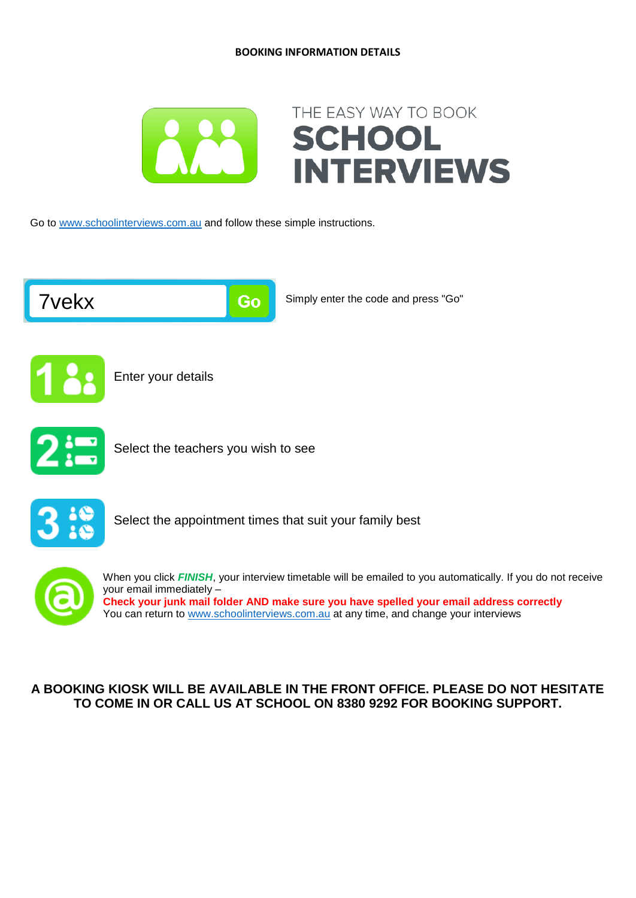**BOOKING INFORMATION DETAILS**

THE EASY WAY TO BOOK

# SCHOOL INTERVIEWS

Go to www.schoolinterviews.com.au and follow these simple instructions.

7vekx Go

Simply enter the code and press "Go"

1. Enter your details
2. Select the teachers you wish to see
3. Select the appointment times that suit your family best

When you click ***FINISH***, your interview timetable will be emailed to you automatically. If you do not receive your email immediately –
**Check your junk mail folder AND make sure you have spelled your email address correctly**
You can return to www.schoolinterviews.com.au at any time, and change your interviews

**A BOOKING KIOSK WILL BE AVAILABLE IN THE FRONT OFFICE. PLEASE DO NOT HESITATE TO COME IN OR CALL US AT SCHOOL ON 8380 9292 FOR BOOKING SUPPORT.**